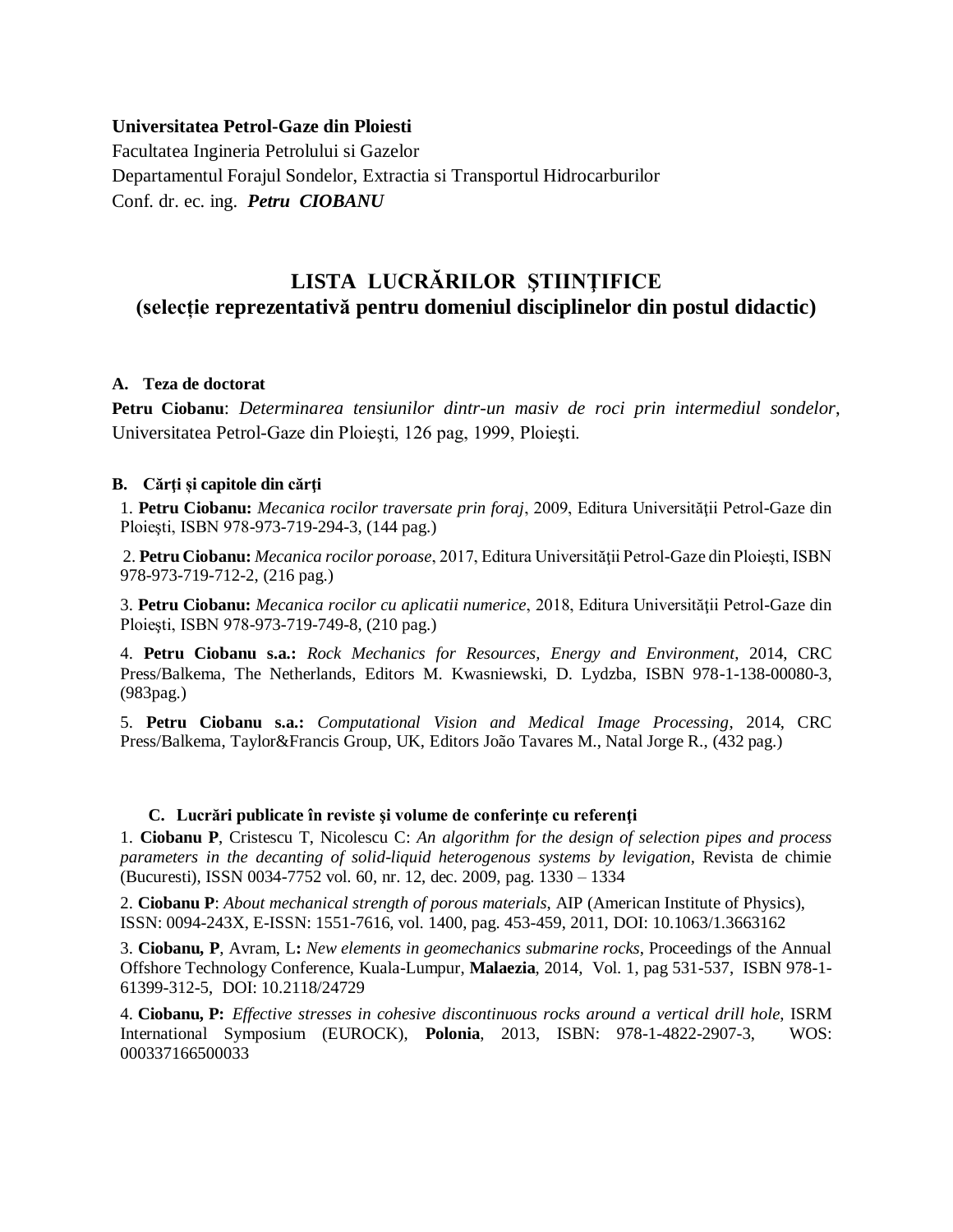**Universitatea Petrol-Gaze din Ploiesti**
Facultatea Ingineria Petrolului si Gazelor
Departamentul Forajul Sondelor, Extractia si Transportul Hidrocarburilor
Conf. dr. ec. ing. ***Petru CIOBANU***

# LISTA LUCRĂRILOR ŞTIINŢIFICE
## (selecție reprezentativă pentru domeniul disciplinelor din postul didactic)

### A. Teza de doctorat

**Petru Ciobanu**: *Determinarea tensiunilor dintr-un masiv de roci prin intermediul sondelor*, Universitatea Petrol-Gaze din Ploieşti, 126 pag, 1999, Ploieşti.

### B. Cărți și capitole din cărți

1. **Petru Ciobanu:** *Mecanica rocilor traversate prin foraj*, 2009, Editura Universităţii Petrol-Gaze din Ploieşti, ISBN 978-973-719-294-3, (144 pag.)

2. **Petru Ciobanu:** *Mecanica rocilor poroase*, 2017, Editura Universităţii Petrol-Gaze din Ploieşti, ISBN 978-973-719-712-2, (216 pag.)

3. **Petru Ciobanu:** *Mecanica rocilor cu aplicatii numerice*, 2018, Editura Universităţii Petrol-Gaze din Ploieşti, ISBN 978-973-719-749-8, (210 pag.)

4. **Petru Ciobanu s.a.:** *Rock Mechanics for Resources, Energy and Environment*, 2014, CRC Press/Balkema, The Netherlands, Editors M. Kwasniewski, D. Lydzba, ISBN 978-1-138-00080-3, (983pag.)

5. **Petru Ciobanu s.a.:** *Computational Vision and Medical Image Processing*, 2014, CRC Press/Balkema, Taylor&Francis Group, UK, Editors João Tavares M., Natal Jorge R., (432 pag.)

### C. Lucrări publicate în reviste şi volume de conferințe cu referenți

1. **Ciobanu P**, Cristescu T, Nicolescu C: *An algorithm for the design of selection pipes and process parameters in the decanting of solid-liquid heterogenous systems by levigation*, Revista de chimie (Bucuresti), ISSN 0034-7752 vol. 60, nr. 12, dec. 2009, pag. 1330 – 1334

2. **Ciobanu P**: *About mechanical strength of porous materials*, AIP (American Institute of Physics), ISSN: 0094-243X, E-ISSN: 1551-7616, vol. 1400, pag. 453-459, 2011, DOI: 10.1063/1.3663162

3. **Ciobanu, P**, Avram, L**:** *New elements in geomechanics submarine rocks*, Proceedings of the Annual Offshore Technology Conference, Kuala-Lumpur, **Malaezia**, 2014, Vol. 1, pag 531-537, ISBN 978-1-61399-312-5, DOI: 10.2118/24729

4. **Ciobanu, P:** *Effective stresses in cohesive discontinuous rocks around a vertical drill hole*, ISRM International Symposium (EUROCK), **Polonia**, 2013, ISBN: 978-1-4822-2907-3, WOS: 000337166500033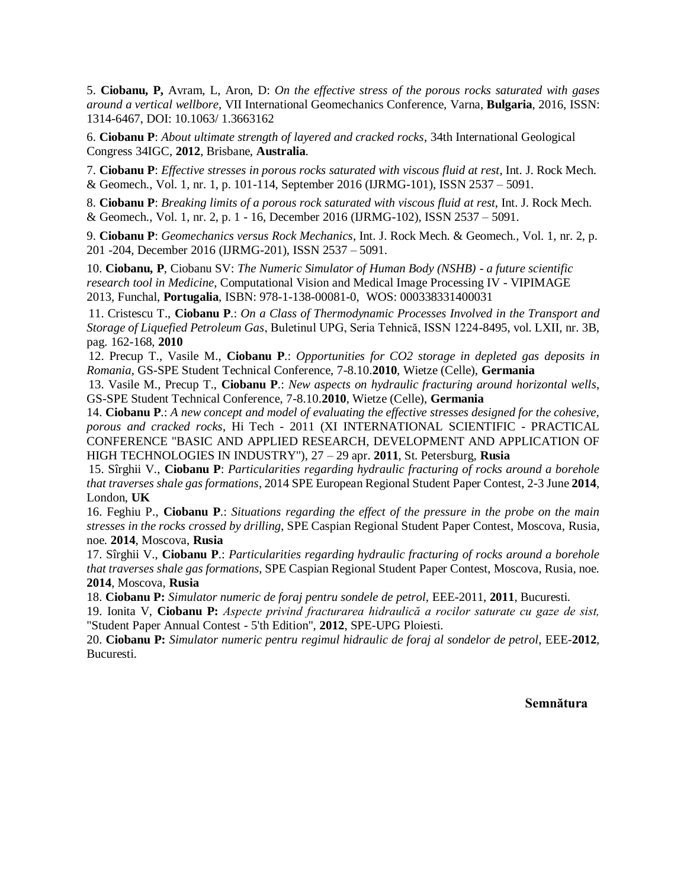5. **Ciobanu, P,** Avram, L, Aron, D: *On the effective stress of the porous rocks saturated with gases around a vertical wellbore*, VII International Geomechanics Conference, Varna, **Bulgaria**, 2016, ISSN: 1314-6467, DOI: 10.1063/ 1.3663162

6. **Ciobanu P**: *About ultimate strength of layered and cracked rocks*, 34th International Geological Congress 34IGC, **2012**, Brisbane, **Australia**.

7. **Ciobanu P**: *Effective stresses in porous rocks saturated with viscous fluid at rest*, Int. J. Rock Mech. & Geomech., Vol. 1, nr. 1, p. 101-114, September 2016 (IJRMG-101), ISSN 2537 – 5091.

8. **Ciobanu P**: *Breaking limits of a porous rock saturated with viscous fluid at rest*, Int. J. Rock Mech. & Geomech., Vol. 1, nr. 2, p. 1 - 16, December 2016 (IJRMG-102), ISSN 2537 – 5091.

9. **Ciobanu P**: *Geomechanics versus Rock Mechanics*, Int. J. Rock Mech. & Geomech., Vol. 1, nr. 2, p. 201 -204, December 2016 (IJRMG-201), ISSN 2537 – 5091.

10. **Ciobanu, P**, Ciobanu SV: *The Numeric Simulator of Human Body (NSHB) - a future scientific research tool in Medicine*, Computational Vision and Medical Image Processing IV - VIPIMAGE 2013, Funchal, **Portugalia**, ISBN: 978-1-138-00081-0, WOS: 000338331400031

11. Cristescu T., **Ciobanu P**.: *On a Class of Thermodynamic Processes Involved in the Transport and Storage of Liquefied Petroleum Gas*, Buletinul UPG, Seria Tehnică, ISSN 1224-8495, vol. LXII, nr. 3B, pag. 162-168, **2010**

12. Precup T., Vasile M., **Ciobanu P**.: *Opportunities for CO2 storage in depleted gas deposits in Romania*, GS-SPE Student Technical Conference, 7-8.10.**2010**, Wietze (Celle), **Germania**

13. Vasile M., Precup T., **Ciobanu P**.: *New aspects on hydraulic fracturing around horizontal wells*, GS-SPE Student Technical Conference, 7-8.10.**2010**, Wietze (Celle), **Germania**

14. **Ciobanu P**.: *A new concept and model of evaluating the effective stresses designed for the cohesive, porous and cracked rocks*, Hi Tech - 2011 (XI INTERNATIONAL SCIENTIFIC - PRACTICAL CONFERENCE "BASIC AND APPLIED RESEARCH, DEVELOPMENT AND APPLICATION OF HIGH TECHNOLOGIES IN INDUSTRY"), 27 – 29 apr. **2011**, St. Petersburg, **Rusia**

15. Sîrghii V., **Ciobanu P**: *Particularities regarding hydraulic fracturing of rocks around a borehole that traverses shale gas formations*, 2014 SPE European Regional Student Paper Contest, 2-3 June **2014**, London, **UK**

16. Feghiu P., **Ciobanu P**.: *Situations regarding the effect of the pressure in the probe on the main stresses in the rocks crossed by drilling*, SPE Caspian Regional Student Paper Contest, Moscova, Rusia, noe. **2014**, Moscova, **Rusia**

17. Sîrghii V., **Ciobanu P**.: *Particularities regarding hydraulic fracturing of rocks around a borehole that traverses shale gas formations*, SPE Caspian Regional Student Paper Contest, Moscova, Rusia, noe. **2014**, Moscova, **Rusia**

18. **Ciobanu P:** *Simulator numeric de foraj pentru sondele de petrol*, EEE-2011, **2011**, Bucuresti.

19. Ionita V, **Ciobanu P:** *Aspecte privind fracturarea hidraulică a rocilor saturate cu gaze de sist,* "Student Paper Annual Contest - 5'th Edition", **2012**, SPE-UPG Ploiesti.

20. **Ciobanu P:** *Simulator numeric pentru regimul hidraulic de foraj al sondelor de petrol*, EEE-**2012**, Bucuresti.

**Semnătura**